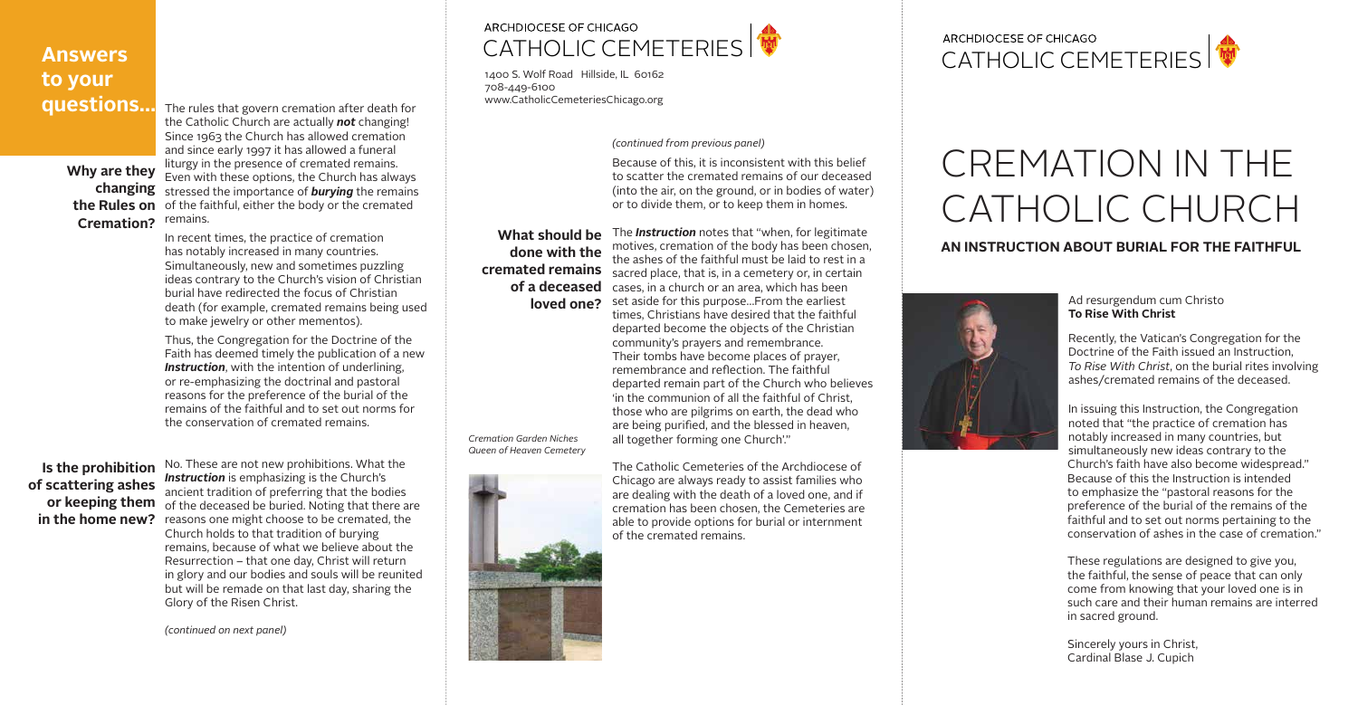## Answers to your questions...

**Why are they changing the Rules on Cremation?**

The rules that govern cremation after death for the Catholic Church are actually ***not*** changing! Since 1963 the Church has allowed cremation and since early 1997 it has allowed a funeral liturgy in the presence of cremated remains. Even with these options, the Church has always stressed the importance of ***burying*** the remains of the faithful, either the body or the cremated remains.

In recent times, the practice of cremation has notably increased in many countries. Simultaneously, new and sometimes puzzling ideas contrary to the Church's vision of Christian burial have redirected the focus of Christian death (for example, cremated remains being used to make jewelry or other mementos).

Thus, the Congregation for the Doctrine of the Faith has deemed timely the publication of a new ***Instruction***, with the intention of underlining, or re-emphasizing the doctrinal and pastoral reasons for the preference of the burial of the remains of the faithful and to set out norms for the conservation of cremated remains.

**Is the prohibition of scattering ashes or keeping them in the home new?**

No. These are not new prohibitions. What the ***Instruction*** is emphasizing is the Church's ancient tradition of preferring that the bodies of the deceased be buried. Noting that there are reasons one might choose to be cremated, the Church holds to that tradition of burying remains, because of what we believe about the Resurrection – that one day, Christ will return in glory and our bodies and souls will be reunited but will be remade on that last day, sharing the Glory of the Risen Christ.

*(continued on next panel)*

ARCHDIOCESE OF CHICAGO
CATHOLIC CEMETERIES

1400 S. Wolf Road Hillside, IL 60162
708-449-6100
www.CatholicCemeteriesChicago.org

*(continued from previous panel)*

Because of this, it is inconsistent with this belief to scatter the cremated remains of our deceased (into the air, on the ground, or in bodies of water) or to divide them, or to keep them in homes.

**What should be done with the cremated remains of a deceased loved one?**

The ***Instruction*** notes that "when, for legitimate motives, cremation of the body has been chosen, the ashes of the faithful must be laid to rest in a sacred place, that is, in a cemetery or, in certain cases, in a church or an area, which has been set aside for this purpose...From the earliest times, Christians have desired that the faithful departed become the objects of the Christian community's prayers and remembrance. Their tombs have become places of prayer, remembrance and reflection. The faithful departed remain part of the Church who believes 'in the communion of all the faithful of Christ, those who are pilgrims on earth, the dead who are being purified, and the blessed in heaven, all together forming one Church'."

*Cremation Garden Niches*
*Queen of Heaven Cemetery*

The Catholic Cemeteries of the Archdiocese of Chicago are always ready to assist families who are dealing with the death of a loved one, and if cremation has been chosen, the Cemeteries are able to provide options for burial or internment of the cremated remains.

ARCHDIOCESE OF CHICAGO
CATHOLIC CEMETERIES

# CREMATION IN THE CATHOLIC CHURCH

## AN INSTRUCTION ABOUT BURIAL FOR THE FAITHFUL

Ad resurgendum cum Christo
**To Rise With Christ**

Recently, the Vatican's Congregation for the Doctrine of the Faith issued an Instruction, *To Rise With Christ*, on the burial rites involving ashes/cremated remains of the deceased.

In issuing this Instruction, the Congregation noted that "the practice of cremation has notably increased in many countries, but simultaneously new ideas contrary to the Church's faith have also become widespread." Because of this the Instruction is intended to emphasize the "pastoral reasons for the preference of the burial of the remains of the faithful and to set out norms pertaining to the conservation of ashes in the case of cremation."

These regulations are designed to give you, the faithful, the sense of peace that can only come from knowing that your loved one is in such care and their human remains are interred in sacred ground.

Sincerely yours in Christ,
Cardinal Blase J. Cupich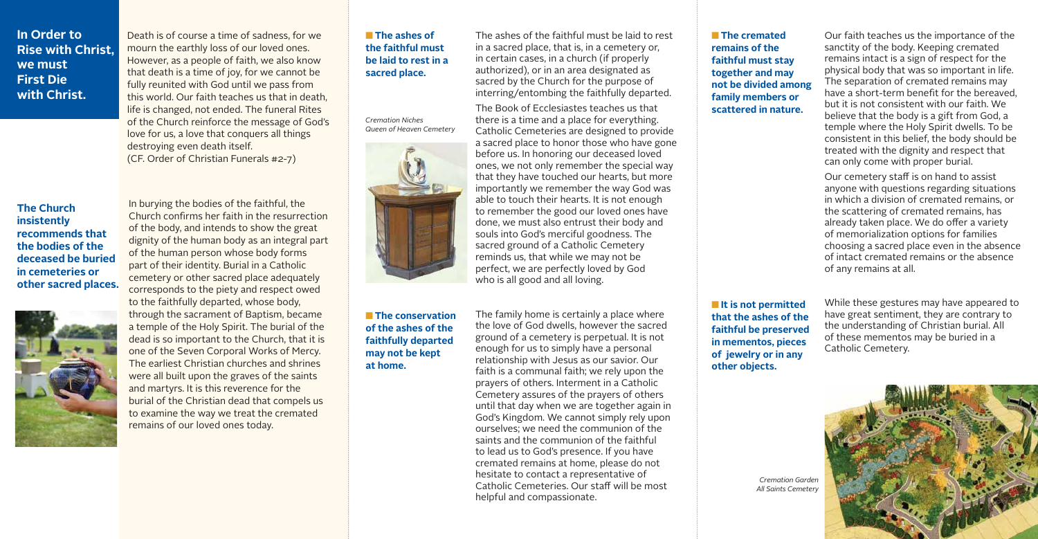## In Order to Rise with Christ, we must First Die with Christ.

Death is of course a time of sadness, for we mourn the earthly loss of our loved ones. However, as a people of faith, we also know that death is a time of joy, for we cannot be fully reunited with God until we pass from this world. Our faith teaches us that in death, life is changed, not ended. The funeral Rites of the Church reinforce the message of God's love for us, a love that conquers all things destroying even death itself.
(CF. Order of Christian Funerals #2-7)

**The Church insistently recommends that the bodies of the deceased be buried in cemeteries or other sacred places.**

In burying the bodies of the faithful, the Church confirms her faith in the resurrection of the body, and intends to show the great dignity of the human body as an integral part of the human person whose body forms part of their identity. Burial in a Catholic cemetery or other sacred place adequately corresponds to the piety and respect owed to the faithfully departed, whose body, through the sacrament of Baptism, became a temple of the Holy Spirit. The burial of the dead is so important to the Church, that it is one of the Seven Corporal Works of Mercy. The earliest Christian churches and shrines were all built upon the graves of the saints and martyrs. It is this reverence for the burial of the Christian dead that compels us to examine the way we treat the cremated remains of our loved ones today.

**■ The ashes of the faithful must be laid to rest in a sacred place.**

*Cremation Niches*
*Queen of Heaven Cemetery*

The ashes of the faithful must be laid to rest in a sacred place, that is, in a cemetery or, in certain cases, in a church (if properly authorized), or in an area designated as sacred by the Church for the purpose of interring/entombing the faithfully departed.

The Book of Ecclesiastes teaches us that there is a time and a place for everything. Catholic Cemeteries are designed to provide a sacred place to honor those who have gone before us. In honoring our deceased loved ones, we not only remember the special way that they have touched our hearts, but more importantly we remember the way God was able to touch their hearts. It is not enough to remember the good our loved ones have done, we must also entrust their body and souls into God's merciful goodness. The sacred ground of a Catholic Cemetery reminds us, that while we may not be perfect, we are perfectly loved by God who is all good and all loving.

**■ The conservation of the ashes of the faithfully departed may not be kept at home.**

The family home is certainly a place where the love of God dwells, however the sacred ground of a cemetery is perpetual. It is not enough for us to simply have a personal relationship with Jesus as our savior. Our faith is a communal faith; we rely upon the prayers of others. Interment in a Catholic Cemetery assures of the prayers of others until that day when we are together again in God's Kingdom. We cannot simply rely upon ourselves; we need the communion of the saints and the communion of the faithful to lead us to God's presence. If you have cremated remains at home, please do not hesitate to contact a representative of Catholic Cemeteries. Our staff will be most helpful and compassionate.

**■ The cremated remains of the faithful must stay together and may not be divided among family members or scattered in nature.**

Our faith teaches us the importance of the sanctity of the body. Keeping cremated remains intact is a sign of respect for the physical body that was so important in life. The separation of cremated remains may have a short-term benefit for the bereaved, but it is not consistent with our faith. We believe that the body is a gift from God, a temple where the Holy Spirit dwells. To be consistent in this belief, the body should be treated with the dignity and respect that can only come with proper burial.

Our cemetery staff is on hand to assist anyone with questions regarding situations in which a division of cremated remains, or the scattering of cremated remains, has already taken place. We do offer a variety of memorialization options for families choosing a sacred place even in the absence of intact cremated remains or the absence of any remains at all.

**■ It is not permitted that the ashes of the faithful be preserved in mementos, pieces of jewelry or in any other objects.**

While these gestures may have appeared to have great sentiment, they are contrary to the understanding of Christian burial. All of these mementos may be buried in a Catholic Cemetery.

*Cremation Garden*
*All Saints Cemetery*